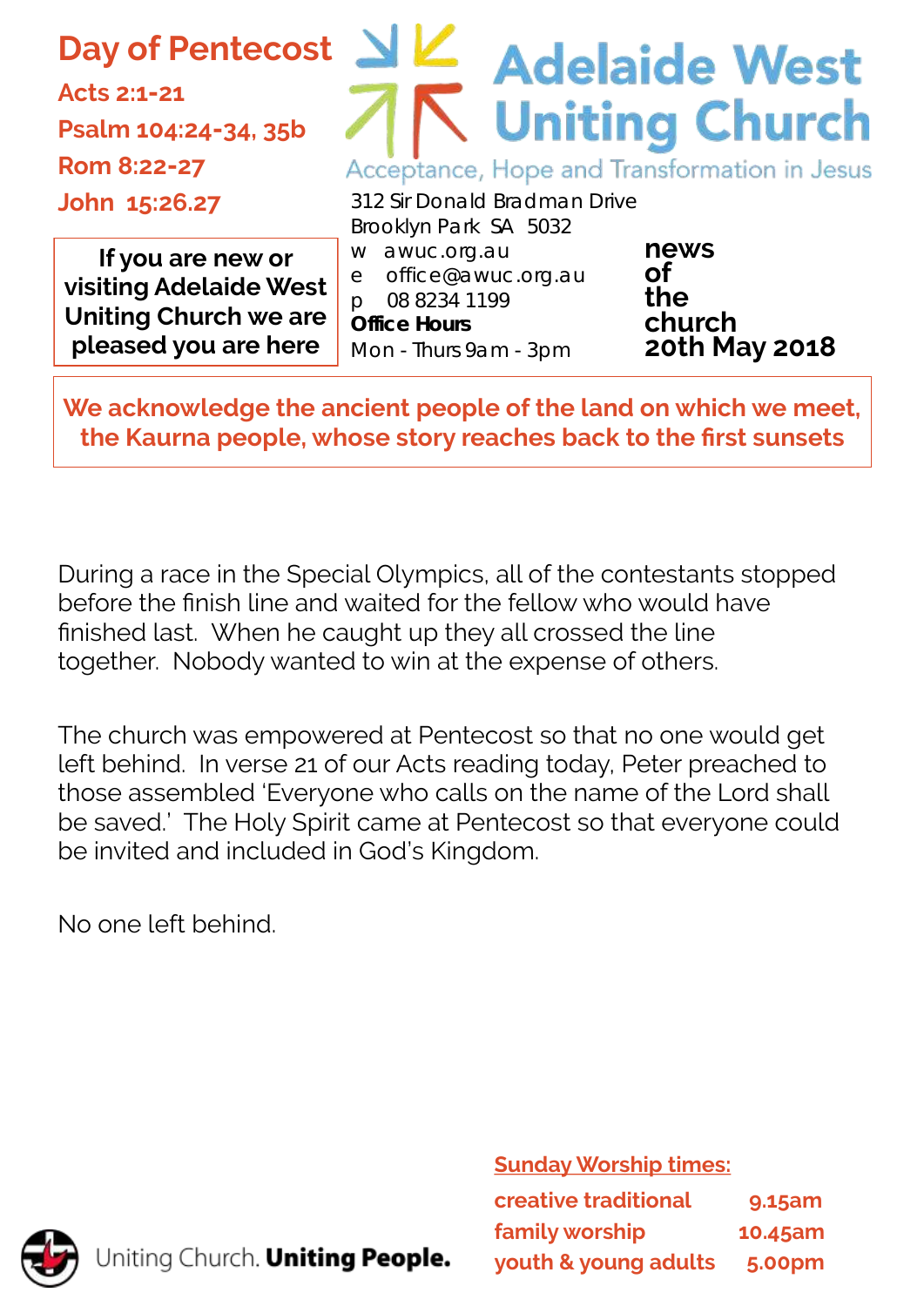# Day of Pentecost

**Acts 2:1-21**
**Psalm 104:24-34, 35b**
**Rom 8:22-27**
**John 15:26.27**

**If you are new or visiting Adelaide West Uniting Church we are pleased you are here**

# Adelaide West Uniting Church

Acceptance, Hope and Transformation in Jesus

312 Sir Donald Bradman Drive
Brooklyn Park SA 5032
w awuc.org.au
e office@awuc.org.au
p 08 8234 1199
**Office Hours**
Mon - Thurs 9am - 3pm

**news of the church**
**20th May 2018**

**We acknowledge the ancient people of the land on which we meet, the Kaurna people, whose story reaches back to the first sunsets**

During a race in the Special Olympics, all of the contestants stopped before the finish line and waited for the fellow who would have finished last. When he caught up they all crossed the line together. Nobody wanted to win at the expense of others.

The church was empowered at Pentecost so that no one would get left behind. In verse 21 of our Acts reading today, Peter preached to those assembled 'Everyone who calls on the name of the Lord shall be saved.' The Holy Spirit came at Pentecost so that everyone could be invited and included in God's Kingdom.

No one left behind.

Uniting Church. **Uniting People.**

**Sunday Worship times:**

| | |
|---|---|
| creative traditional | 9.15am |
| family worship | 10.45am |
| youth & young adults | 5.00pm |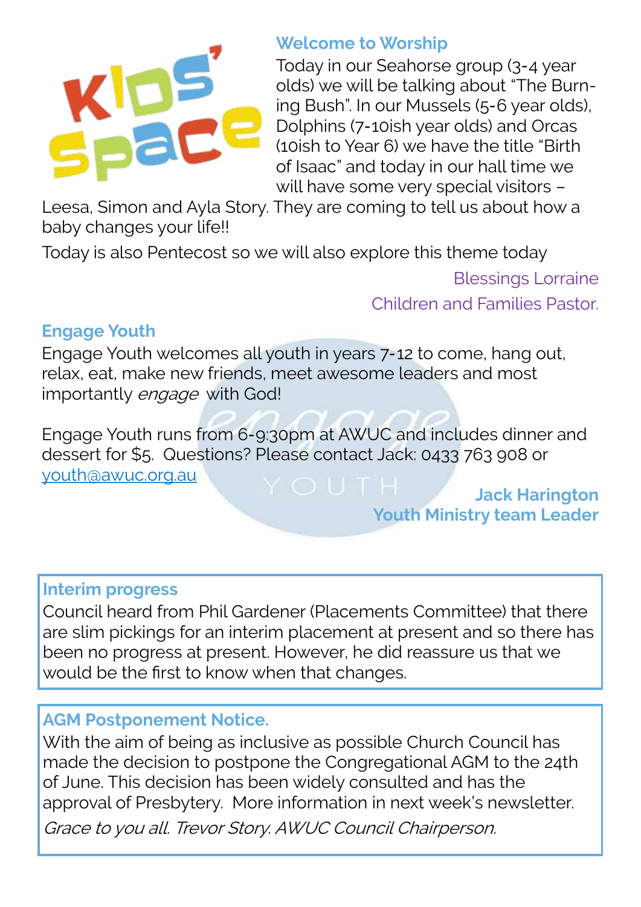## Welcome to Worship

Today in our Seahorse group (3-4 year olds) we will be talking about "The Burning Bush". In our Mussels (5-6 year olds), Dolphins (7-10ish year olds) and Orcas (10ish to Year 6) we have the title "Birth of Isaac" and today in our hall time we will have some very special visitors – Leesa, Simon and Ayla Story. They are coming to tell us about how a baby changes your life!!

Today is also Pentecost so we will also explore this theme today

Blessings Lorraine
Children and Families Pastor.

## Engage Youth

Engage Youth welcomes all youth in years 7-12 to come, hang out, relax, eat, make new friends, meet awesome leaders and most importantly *engage* with God!

Engage Youth runs from 6-9:30pm at AWUC and includes dinner and dessert for $5. Questions? Please contact Jack: 0433 763 908 or youth@awuc.org.au

**Jack Harington**
**Youth Ministry team Leader**

## Interim progress

Council heard from Phil Gardener (Placements Committee) that there are slim pickings for an interim placement at present and so there has been no progress at present. However, he did reassure us that we would be the first to know when that changes.

## AGM Postponement Notice.

With the aim of being as inclusive as possible Church Council has made the decision to postpone the Congregational AGM to the 24th of June. This decision has been widely consulted and has the approval of Presbytery. More information in next week's newsletter.

*Grace to you all. Trevor Story. AWUC Council Chairperson.*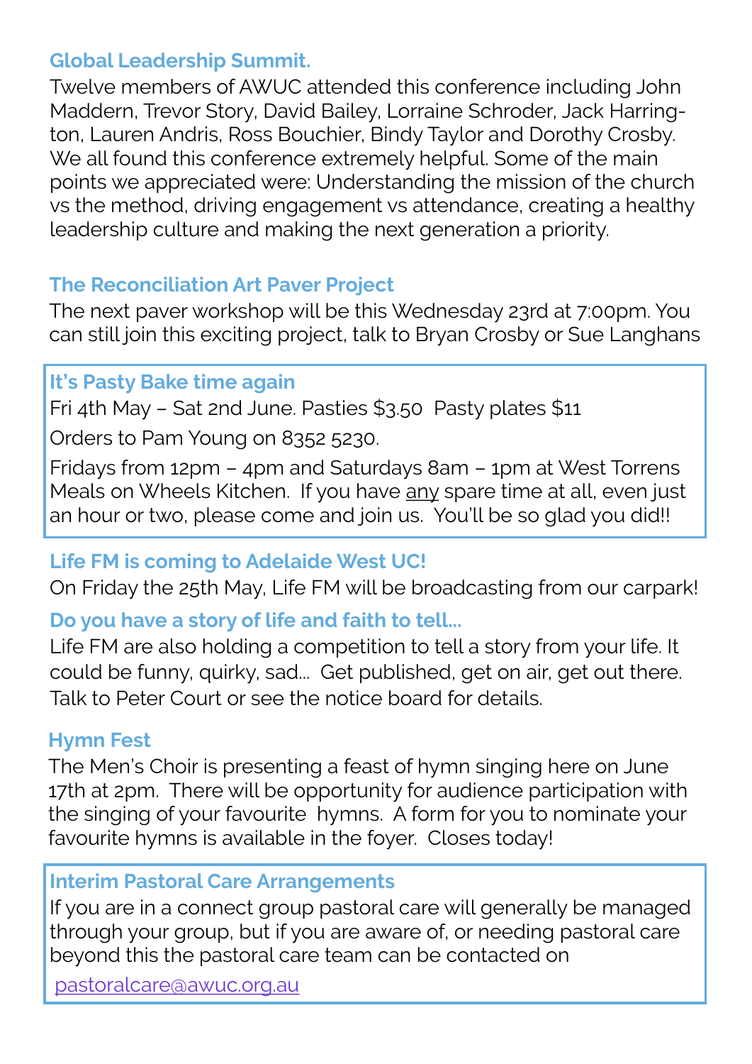### Global Leadership Summit.

Twelve members of AWUC attended this conference including John Maddern, Trevor Story, David Bailey, Lorraine Schroder, Jack Harrington, Lauren Andris, Ross Bouchier, Bindy Taylor and Dorothy Crosby. We all found this conference extremely helpful. Some of the main points we appreciated were: Understanding the mission of the church vs the method, driving engagement vs attendance, creating a healthy leadership culture and making the next generation a priority.

### The Reconciliation Art Paver Project

The next paver workshop will be this Wednesday 23rd at 7:00pm. You can still join this exciting project, talk to Bryan Crosby or Sue Langhans

### It's Pasty Bake time again

Fri 4th May – Sat 2nd June. Pasties $3.50 Pasty plates $11

Orders to Pam Young on 8352 5230.

Fridays from 12pm – 4pm and Saturdays 8am – 1pm at West Torrens Meals on Wheels Kitchen. If you have any spare time at all, even just an hour or two, please come and join us. You'll be so glad you did!!

### Life FM is coming to Adelaide West UC!

On Friday the 25th May, Life FM will be broadcasting from our carpark!

### Do you have a story of life and faith to tell...

Life FM are also holding a competition to tell a story from your life. It could be funny, quirky, sad... Get published, get on air, get out there. Talk to Peter Court or see the notice board for details.

### Hymn Fest

The Men's Choir is presenting a feast of hymn singing here on June 17th at 2pm. There will be opportunity for audience participation with the singing of your favourite hymns. A form for you to nominate your favourite hymns is available in the foyer. Closes today!

### Interim Pastoral Care Arrangements

If you are in a connect group pastoral care will generally be managed through your group, but if you are aware of, or needing pastoral care beyond this the pastoral care team can be contacted on

pastoralcare@awuc.org.au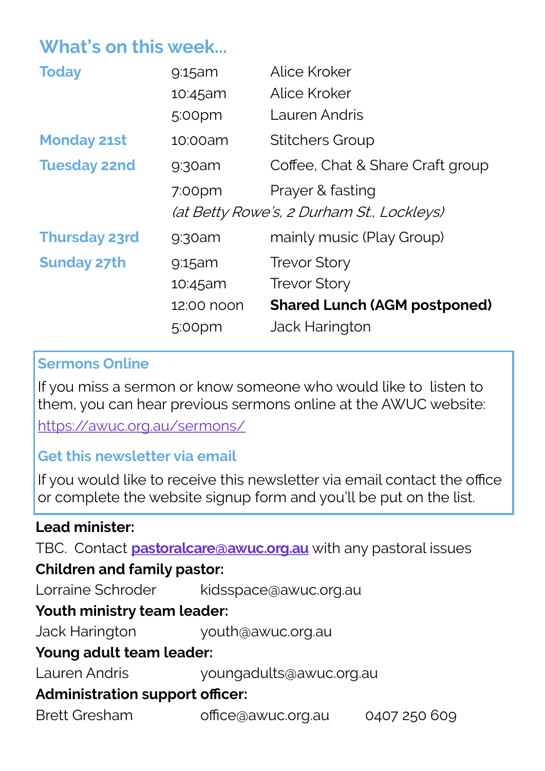## What's on this week...

| | | |
|---|---|---|
| **Today** | 9:15am | Alice Kroker |
| | 10:45am | Alice Kroker |
| | 5:00pm | Lauren Andris |
| **Monday 21st** | 10:00am | Stitchers Group |
| **Tuesday 22nd** | 9:30am | Coffee, Chat & Share Craft group |
| | 7:00pm | Prayer & fasting |
| | *(at Betty Rowe's, 2 Durham St., Lockleys)* | |
| **Thursday 23rd** | 9:30am | mainly music (Play Group) |
| **Sunday 27th** | 9:15am | Trevor Story |
| | 10:45am | Trevor Story |
| | 12:00 noon | **Shared Lunch (AGM postponed)** |
| | 5:00pm | Jack Harington |

### Sermons Online

If you miss a sermon or know someone who would like to listen to them, you can hear previous sermons online at the AWUC website: https://awuc.org.au/sermons/

### Get this newsletter via email

If you would like to receive this newsletter via email contact the office or complete the website signup form and you'll be put on the list.

**Lead minister:**

TBC. Contact **pastoralcare@awuc.org.au** with any pastoral issues

**Children and family pastor:**

Lorraine Schroder kidsspace@awuc.org.au

**Youth ministry team leader:**

Jack Harington youth@awuc.org.au

**Young adult team leader:**

Lauren Andris youngadults@awuc.org.au

**Administration support officer:**

Brett Gresham office@awuc.org.au 0407 250 609